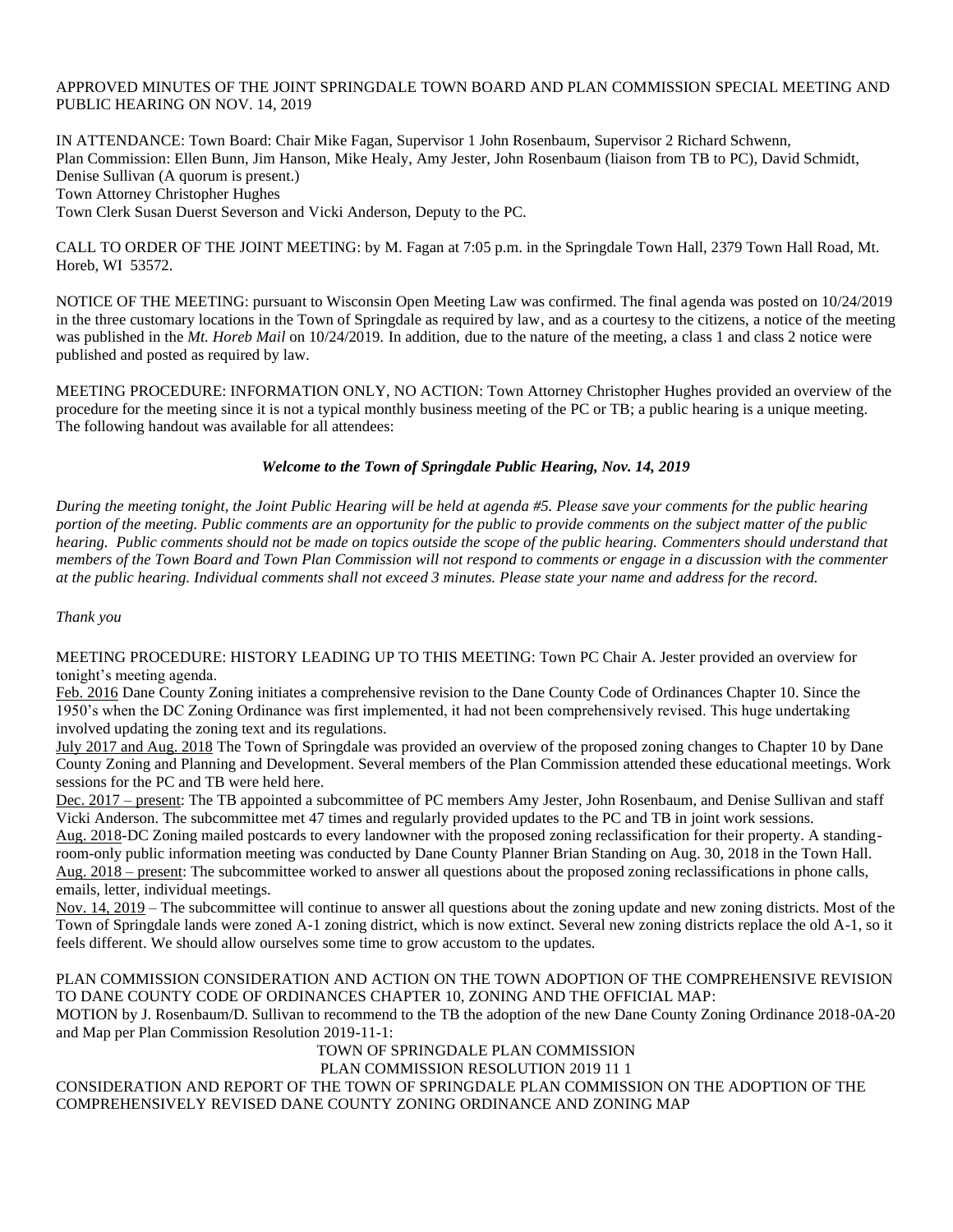APPROVED MINUTES OF THE JOINT SPRINGDALE TOWN BOARD AND PLAN COMMISSION SPECIAL MEETING AND PUBLIC HEARING ON NOV. 14, 2019

IN ATTENDANCE: Town Board: Chair Mike Fagan, Supervisor 1 John Rosenbaum, Supervisor 2 Richard Schwenn,
Plan Commission: Ellen Bunn, Jim Hanson, Mike Healy, Amy Jester, John Rosenbaum (liaison from TB to PC), David Schmidt, Denise Sullivan (A quorum is present.)
Town Attorney Christopher Hughes
Town Clerk Susan Duerst Severson and Vicki Anderson, Deputy to the PC.

CALL TO ORDER OF THE JOINT MEETING: by M. Fagan at 7:05 p.m. in the Springdale Town Hall, 2379 Town Hall Road, Mt. Horeb, WI 53572.

NOTICE OF THE MEETING: pursuant to Wisconsin Open Meeting Law was confirmed. The final agenda was posted on 10/24/2019 in the three customary locations in the Town of Springdale as required by law, and as a courtesy to the citizens, a notice of the meeting was published in the *Mt. Horeb Mail* on 10/24/2019. In addition, due to the nature of the meeting, a class 1 and class 2 notice were published and posted as required by law.

MEETING PROCEDURE: INFORMATION ONLY, NO ACTION: Town Attorney Christopher Hughes provided an overview of the procedure for the meeting since it is not a typical monthly business meeting of the PC or TB; a public hearing is a unique meeting. The following handout was available for all attendees:

***Welcome to the Town of Springdale Public Hearing, Nov. 14, 2019***

*During the meeting tonight, the Joint Public Hearing will be held at agenda #5. Please save your comments for the public hearing portion of the meeting. Public comments are an opportunity for the public to provide comments on the subject matter of the public hearing. Public comments should not be made on topics outside the scope of the public hearing. Commenters should understand that members of the Town Board and Town Plan Commission will not respond to comments or engage in a discussion with the commenter at the public hearing. Individual comments shall not exceed 3 minutes. Please state your name and address for the record.*

*Thank you*

MEETING PROCEDURE: HISTORY LEADING UP TO THIS MEETING: Town PC Chair A. Jester provided an overview for tonight's meeting agenda.

Feb. 2016 Dane County Zoning initiates a comprehensive revision to the Dane County Code of Ordinances Chapter 10. Since the 1950's when the DC Zoning Ordinance was first implemented, it had not been comprehensively revised. This huge undertaking involved updating the zoning text and its regulations.

July 2017 and Aug. 2018 The Town of Springdale was provided an overview of the proposed zoning changes to Chapter 10 by Dane County Zoning and Planning and Development. Several members of the Plan Commission attended these educational meetings. Work sessions for the PC and TB were held here.

Dec. 2017 – present: The TB appointed a subcommittee of PC members Amy Jester, John Rosenbaum, and Denise Sullivan and staff Vicki Anderson. The subcommittee met 47 times and regularly provided updates to the PC and TB in joint work sessions.

Aug. 2018-DC Zoning mailed postcards to every landowner with the proposed zoning reclassification for their property. A standing-room-only public information meeting was conducted by Dane County Planner Brian Standing on Aug. 30, 2018 in the Town Hall.

Aug. 2018 – present: The subcommittee worked to answer all questions about the proposed zoning reclassifications in phone calls, emails, letter, individual meetings.

Nov. 14, 2019 – The subcommittee will continue to answer all questions about the zoning update and new zoning districts. Most of the Town of Springdale lands were zoned A-1 zoning district, which is now extinct. Several new zoning districts replace the old A-1, so it feels different. We should allow ourselves some time to grow accustom to the updates.

PLAN COMMISSION CONSIDERATION AND ACTION ON THE TOWN ADOPTION OF THE COMPREHENSIVE REVISION TO DANE COUNTY CODE OF ORDINANCES CHAPTER 10, ZONING AND THE OFFICIAL MAP:
MOTION by J. Rosenbaum/D. Sullivan to recommend to the TB the adoption of the new Dane County Zoning Ordinance 2018-0A-20 and Map per Plan Commission Resolution 2019-11-1:

TOWN OF SPRINGDALE PLAN COMMISSION
PLAN COMMISSION RESOLUTION 2019 11 1

CONSIDERATION AND REPORT OF THE TOWN OF SPRINGDALE PLAN COMMISSION ON THE ADOPTION OF THE COMPREHENSIVELY REVISED DANE COUNTY ZONING ORDINANCE AND ZONING MAP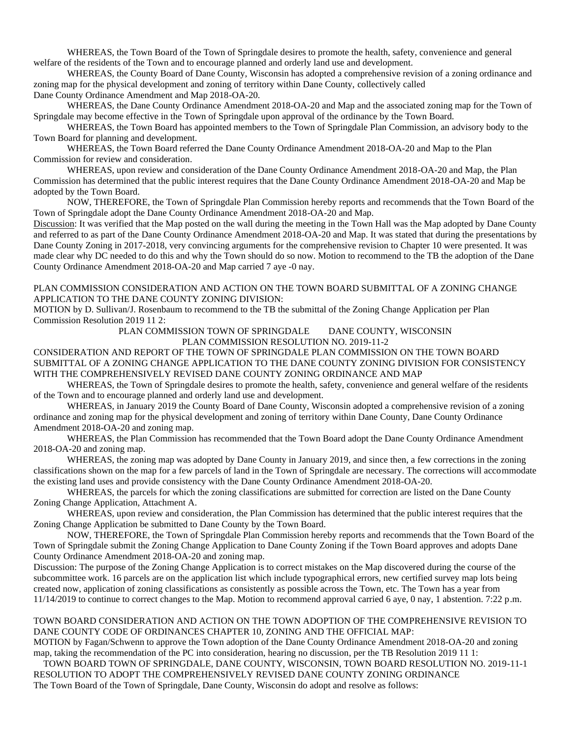WHEREAS, the Town Board of the Town of Springdale desires to promote the health, safety, convenience and general welfare of the residents of the Town and to encourage planned and orderly land use and development.

WHEREAS, the County Board of Dane County, Wisconsin has adopted a comprehensive revision of a zoning ordinance and zoning map for the physical development and zoning of territory within Dane County, collectively called Dane County Ordinance Amendment and Map 2018-OA-20.

WHEREAS, the Dane County Ordinance Amendment 2018-OA-20 and Map and the associated zoning map for the Town of Springdale may become effective in the Town of Springdale upon approval of the ordinance by the Town Board.

WHEREAS, the Town Board has appointed members to the Town of Springdale Plan Commission, an advisory body to the Town Board for planning and development.

WHEREAS, the Town Board referred the Dane County Ordinance Amendment 2018-OA-20 and Map to the Plan Commission for review and consideration.

WHEREAS, upon review and consideration of the Dane County Ordinance Amendment 2018-OA-20 and Map, the Plan Commission has determined that the public interest requires that the Dane County Ordinance Amendment 2018-OA-20 and Map be adopted by the Town Board.

NOW, THEREFORE, the Town of Springdale Plan Commission hereby reports and recommends that the Town Board of the Town of Springdale adopt the Dane County Ordinance Amendment 2018-OA-20 and Map.

Discussion: It was verified that the Map posted on the wall during the meeting in the Town Hall was the Map adopted by Dane County and referred to as part of the Dane County Ordinance Amendment 2018-OA-20 and Map. It was stated that during the presentations by Dane County Zoning in 2017-2018, very convincing arguments for the comprehensive revision to Chapter 10 were presented. It was made clear why DC needed to do this and why the Town should do so now. Motion to recommend to the TB the adoption of the Dane County Ordinance Amendment 2018-OA-20 and Map carried 7 aye -0 nay.

PLAN COMMISSION CONSIDERATION AND ACTION ON THE TOWN BOARD SUBMITTAL OF A ZONING CHANGE APPLICATION TO THE DANE COUNTY ZONING DIVISION:

MOTION by D. Sullivan/J. Rosenbaum to recommend to the TB the submittal of the Zoning Change Application per Plan Commission Resolution 2019 11 2:

PLAN COMMISSION TOWN OF SPRINGDALE DANE COUNTY, WISCONSIN
PLAN COMMISSION RESOLUTION NO. 2019-11-2

CONSIDERATION AND REPORT OF THE TOWN OF SPRINGDALE PLAN COMMISSION ON THE TOWN BOARD SUBMITTAL OF A ZONING CHANGE APPLICATION TO THE DANE COUNTY ZONING DIVISION FOR CONSISTENCY WITH THE COMPREHENSIVELY REVISED DANE COUNTY ZONING ORDINANCE AND MAP

WHEREAS, the Town of Springdale desires to promote the health, safety, convenience and general welfare of the residents of the Town and to encourage planned and orderly land use and development.

WHEREAS, in January 2019 the County Board of Dane County, Wisconsin adopted a comprehensive revision of a zoning ordinance and zoning map for the physical development and zoning of territory within Dane County, Dane County Ordinance Amendment 2018-OA-20 and zoning map.

WHEREAS, the Plan Commission has recommended that the Town Board adopt the Dane County Ordinance Amendment 2018-OA-20 and zoning map.

WHEREAS, the zoning map was adopted by Dane County in January 2019, and since then, a few corrections in the zoning classifications shown on the map for a few parcels of land in the Town of Springdale are necessary. The corrections will accommodate the existing land uses and provide consistency with the Dane County Ordinance Amendment 2018-OA-20.

WHEREAS, the parcels for which the zoning classifications are submitted for correction are listed on the Dane County Zoning Change Application, Attachment A.

WHEREAS, upon review and consideration, the Plan Commission has determined that the public interest requires that the Zoning Change Application be submitted to Dane County by the Town Board.

NOW, THEREFORE, the Town of Springdale Plan Commission hereby reports and recommends that the Town Board of the Town of Springdale submit the Zoning Change Application to Dane County Zoning if the Town Board approves and adopts Dane County Ordinance Amendment 2018-OA-20 and zoning map.

Discussion: The purpose of the Zoning Change Application is to correct mistakes on the Map discovered during the course of the subcommittee work. 16 parcels are on the application list which include typographical errors, new certified survey map lots being created now, application of zoning classifications as consistently as possible across the Town, etc. The Town has a year from 11/14/2019 to continue to correct changes to the Map. Motion to recommend approval carried 6 aye, 0 nay, 1 abstention. 7:22 p.m.

TOWN BOARD CONSIDERATION AND ACTION ON THE TOWN ADOPTION OF THE COMPREHENSIVE REVISION TO DANE COUNTY CODE OF ORDINANCES CHAPTER 10, ZONING AND THE OFFICIAL MAP:

MOTION by Fagan/Schwenn to approve the Town adoption of the Dane County Ordinance Amendment 2018-OA-20 and zoning map, taking the recommendation of the PC into consideration, hearing no discussion, per the TB Resolution 2019 11 1:

TOWN BOARD TOWN OF SPRINGDALE, DANE COUNTY, WISCONSIN, TOWN BOARD RESOLUTION NO. 2019-11-1
RESOLUTION TO ADOPT THE COMPREHENSIVELY REVISED DANE COUNTY ZONING ORDINANCE

The Town Board of the Town of Springdale, Dane County, Wisconsin do adopt and resolve as follows: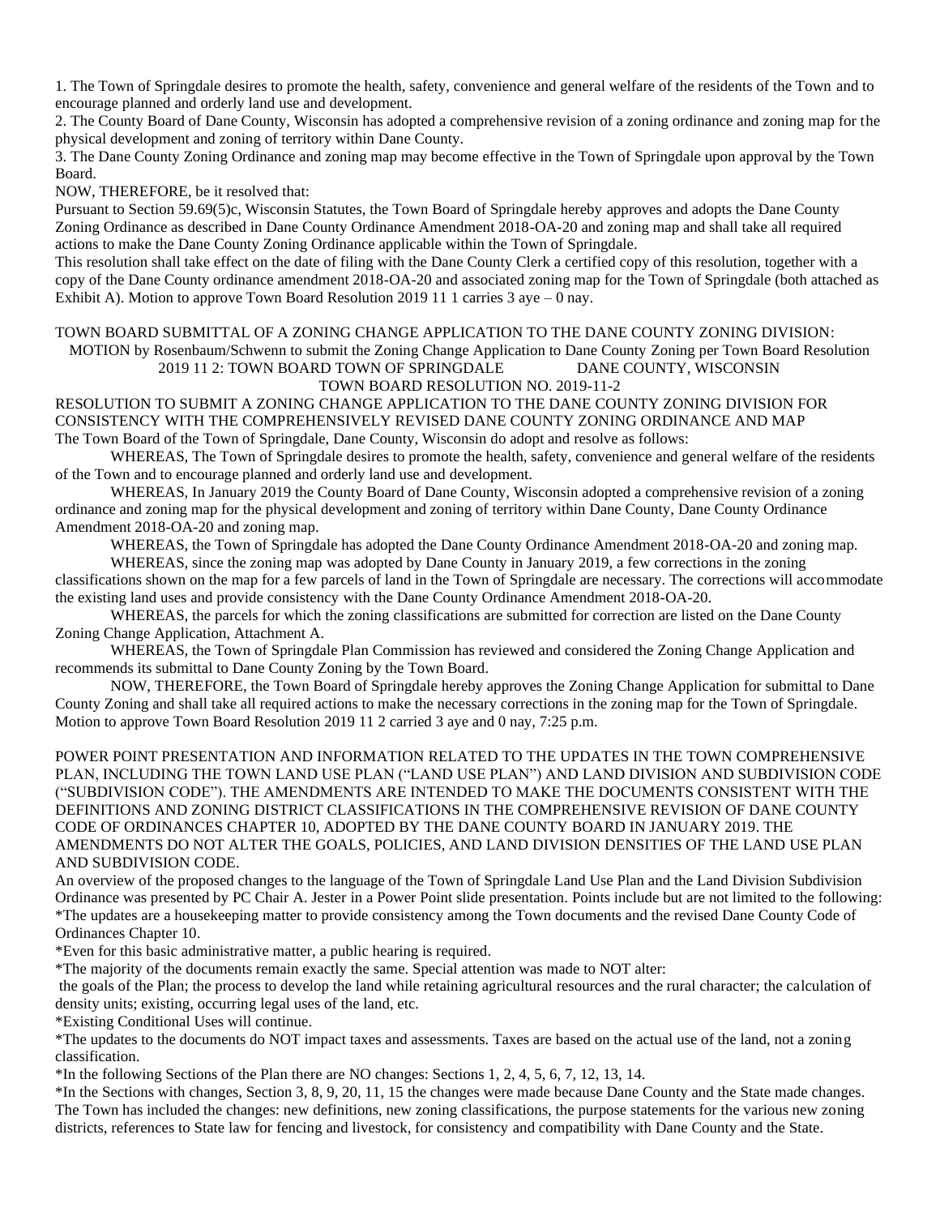1. The Town of Springdale desires to promote the health, safety, convenience and general welfare of the residents of the Town and to encourage planned and orderly land use and development.
2. The County Board of Dane County, Wisconsin has adopted a comprehensive revision of a zoning ordinance and zoning map for the physical development and zoning of territory within Dane County.
3. The Dane County Zoning Ordinance and zoning map may become effective in the Town of Springdale upon approval by the Town Board.

NOW, THEREFORE, be it resolved that:

Pursuant to Section 59.69(5)c, Wisconsin Statutes, the Town Board of Springdale hereby approves and adopts the Dane County Zoning Ordinance as described in Dane County Ordinance Amendment 2018-OA-20 and zoning map and shall take all required actions to make the Dane County Zoning Ordinance applicable within the Town of Springdale.

This resolution shall take effect on the date of filing with the Dane County Clerk a certified copy of this resolution, together with a copy of the Dane County ordinance amendment 2018-OA-20 and associated zoning map for the Town of Springdale (both attached as Exhibit A). Motion to approve Town Board Resolution 2019 11 1 carries 3 aye – 0 nay.

TOWN BOARD SUBMITTAL OF A ZONING CHANGE APPLICATION TO THE DANE COUNTY ZONING DIVISION:
MOTION by Rosenbaum/Schwenn to submit the Zoning Change Application to Dane County Zoning per Town Board Resolution 2019 11 2: TOWN BOARD TOWN OF SPRINGDALE DANE COUNTY, WISCONSIN
TOWN BOARD RESOLUTION NO. 2019-11-2

RESOLUTION TO SUBMIT A ZONING CHANGE APPLICATION TO THE DANE COUNTY ZONING DIVISION FOR CONSISTENCY WITH THE COMPREHENSIVELY REVISED DANE COUNTY ZONING ORDINANCE AND MAP

The Town Board of the Town of Springdale, Dane County, Wisconsin do adopt and resolve as follows:

WHEREAS, The Town of Springdale desires to promote the health, safety, convenience and general welfare of the residents of the Town and to encourage planned and orderly land use and development.

WHEREAS, In January 2019 the County Board of Dane County, Wisconsin adopted a comprehensive revision of a zoning ordinance and zoning map for the physical development and zoning of territory within Dane County, Dane County Ordinance Amendment 2018-OA-20 and zoning map.

WHEREAS, the Town of Springdale has adopted the Dane County Ordinance Amendment 2018-OA-20 and zoning map.

WHEREAS, since the zoning map was adopted by Dane County in January 2019, a few corrections in the zoning classifications shown on the map for a few parcels of land in the Town of Springdale are necessary. The corrections will accommodate the existing land uses and provide consistency with the Dane County Ordinance Amendment 2018-OA-20.

WHEREAS, the parcels for which the zoning classifications are submitted for correction are listed on the Dane County Zoning Change Application, Attachment A.

WHEREAS, the Town of Springdale Plan Commission has reviewed and considered the Zoning Change Application and recommends its submittal to Dane County Zoning by the Town Board.

NOW, THEREFORE, the Town Board of Springdale hereby approves the Zoning Change Application for submittal to Dane County Zoning and shall take all required actions to make the necessary corrections in the zoning map for the Town of Springdale. Motion to approve Town Board Resolution 2019 11 2 carried 3 aye and 0 nay, 7:25 p.m.

POWER POINT PRESENTATION AND INFORMATION RELATED TO THE UPDATES IN THE TOWN COMPREHENSIVE PLAN, INCLUDING THE TOWN LAND USE PLAN ("LAND USE PLAN") AND LAND DIVISION AND SUBDIVISION CODE ("SUBDIVISION CODE"). THE AMENDMENTS ARE INTENDED TO MAKE THE DOCUMENTS CONSISTENT WITH THE DEFINITIONS AND ZONING DISTRICT CLASSIFICATIONS IN THE COMPREHENSIVE REVISION OF DANE COUNTY CODE OF ORDINANCES CHAPTER 10, ADOPTED BY THE DANE COUNTY BOARD IN JANUARY 2019. THE AMENDMENTS DO NOT ALTER THE GOALS, POLICIES, AND LAND DIVISION DENSITIES OF THE LAND USE PLAN AND SUBDIVISION CODE.

An overview of the proposed changes to the language of the Town of Springdale Land Use Plan and the Land Division Subdivision Ordinance was presented by PC Chair A. Jester in a Power Point slide presentation. Points include but are not limited to the following:

*The updates are a housekeeping matter to provide consistency among the Town documents and the revised Dane County Code of Ordinances Chapter 10.

*Even for this basic administrative matter, a public hearing is required.

*The majority of the documents remain exactly the same. Special attention was made to NOT alter:
the goals of the Plan; the process to develop the land while retaining agricultural resources and the rural character; the calculation of density units; existing, occurring legal uses of the land, etc.

*Existing Conditional Uses will continue.

*The updates to the documents do NOT impact taxes and assessments. Taxes are based on the actual use of the land, not a zoning classification.

*In the following Sections of the Plan there are NO changes: Sections 1, 2, 4, 5, 6, 7, 12, 13, 14.

*In the Sections with changes, Section 3, 8, 9, 20, 11, 15 the changes were made because Dane County and the State made changes. The Town has included the changes: new definitions, new zoning classifications, the purpose statements for the various new zoning districts, references to State law for fencing and livestock, for consistency and compatibility with Dane County and the State.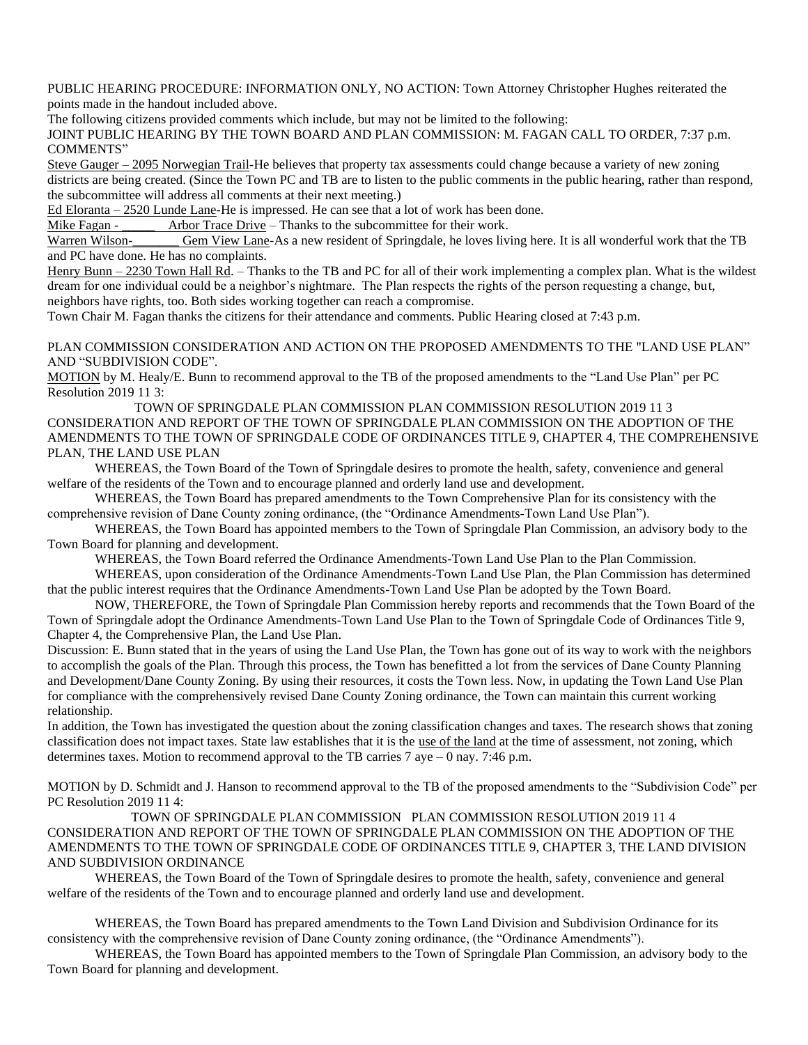PUBLIC HEARING PROCEDURE: INFORMATION ONLY, NO ACTION: Town Attorney Christopher Hughes reiterated the points made in the handout included above.

The following citizens provided comments which include, but may not be limited to the following:

JOINT PUBLIC HEARING BY THE TOWN BOARD AND PLAN COMMISSION: M. FAGAN CALL TO ORDER, 7:37 p.m. COMMENTS"

Steve Gauger – 2095 Norwegian Trail-He believes that property tax assessments could change because a variety of new zoning districts are being created. (Since the Town PC and TB are to listen to the public comments in the public hearing, rather than respond, the subcommittee will address all comments at their next meeting.)

Ed Eloranta – 2520 Lunde Lane-He is impressed. He can see that a lot of work has been done.

Mike Fagan - _____ Arbor Trace Drive – Thanks to the subcommittee for their work.

Warren Wilson-_______ Gem View Lane-As a new resident of Springdale, he loves living here. It is all wonderful work that the TB and PC have done. He has no complaints.

Henry Bunn – 2230 Town Hall Rd. – Thanks to the TB and PC for all of their work implementing a complex plan. What is the wildest dream for one individual could be a neighbor's nightmare. The Plan respects the rights of the person requesting a change, but, neighbors have rights, too. Both sides working together can reach a compromise.

Town Chair M. Fagan thanks the citizens for their attendance and comments. Public Hearing closed at 7:43 p.m.

PLAN COMMISSION CONSIDERATION AND ACTION ON THE PROPOSED AMENDMENTS TO THE "LAND USE PLAN" AND "SUBDIVISION CODE".

MOTION by M. Healy/E. Bunn to recommend approval to the TB of the proposed amendments to the "Land Use Plan" per PC Resolution 2019 11 3:

TOWN OF SPRINGDALE PLAN COMMISSION PLAN COMMISSION RESOLUTION 2019 11 3
CONSIDERATION AND REPORT OF THE TOWN OF SPRINGDALE PLAN COMMISSION ON THE ADOPTION OF THE AMENDMENTS TO THE TOWN OF SPRINGDALE CODE OF ORDINANCES TITLE 9, CHAPTER 4, THE COMPREHENSIVE PLAN, THE LAND USE PLAN

WHEREAS, the Town Board of the Town of Springdale desires to promote the health, safety, convenience and general welfare of the residents of the Town and to encourage planned and orderly land use and development.

WHEREAS, the Town Board has prepared amendments to the Town Comprehensive Plan for its consistency with the comprehensive revision of Dane County zoning ordinance, (the "Ordinance Amendments-Town Land Use Plan").

WHEREAS, the Town Board has appointed members to the Town of Springdale Plan Commission, an advisory body to the Town Board for planning and development.

WHEREAS, the Town Board referred the Ordinance Amendments-Town Land Use Plan to the Plan Commission.

WHEREAS, upon consideration of the Ordinance Amendments-Town Land Use Plan, the Plan Commission has determined that the public interest requires that the Ordinance Amendments-Town Land Use Plan be adopted by the Town Board.

NOW, THEREFORE, the Town of Springdale Plan Commission hereby reports and recommends that the Town Board of the Town of Springdale adopt the Ordinance Amendments-Town Land Use Plan to the Town of Springdale Code of Ordinances Title 9, Chapter 4, the Comprehensive Plan, the Land Use Plan.

Discussion: E. Bunn stated that in the years of using the Land Use Plan, the Town has gone out of its way to work with the neighbors to accomplish the goals of the Plan. Through this process, the Town has benefitted a lot from the services of Dane County Planning and Development/Dane County Zoning. By using their resources, it costs the Town less. Now, in updating the Town Land Use Plan for compliance with the comprehensively revised Dane County Zoning ordinance, the Town can maintain this current working relationship.

In addition, the Town has investigated the question about the zoning classification changes and taxes. The research shows that zoning classification does not impact taxes. State law establishes that it is the use of the land at the time of assessment, not zoning, which determines taxes. Motion to recommend approval to the TB carries 7 aye – 0 nay. 7:46 p.m.

MOTION by D. Schmidt and J. Hanson to recommend approval to the TB of the proposed amendments to the "Subdivision Code" per PC Resolution 2019 11 4:

TOWN OF SPRINGDALE PLAN COMMISSION PLAN COMMISSION RESOLUTION 2019 11 4
CONSIDERATION AND REPORT OF THE TOWN OF SPRINGDALE PLAN COMMISSION ON THE ADOPTION OF THE AMENDMENTS TO THE TOWN OF SPRINGDALE CODE OF ORDINANCES TITLE 9, CHAPTER 3, THE LAND DIVISION AND SUBDIVISION ORDINANCE

WHEREAS, the Town Board of the Town of Springdale desires to promote the health, safety, convenience and general welfare of the residents of the Town and to encourage planned and orderly land use and development.

WHEREAS, the Town Board has prepared amendments to the Town Land Division and Subdivision Ordinance for its consistency with the comprehensive revision of Dane County zoning ordinance, (the "Ordinance Amendments").

WHEREAS, the Town Board has appointed members to the Town of Springdale Plan Commission, an advisory body to the Town Board for planning and development.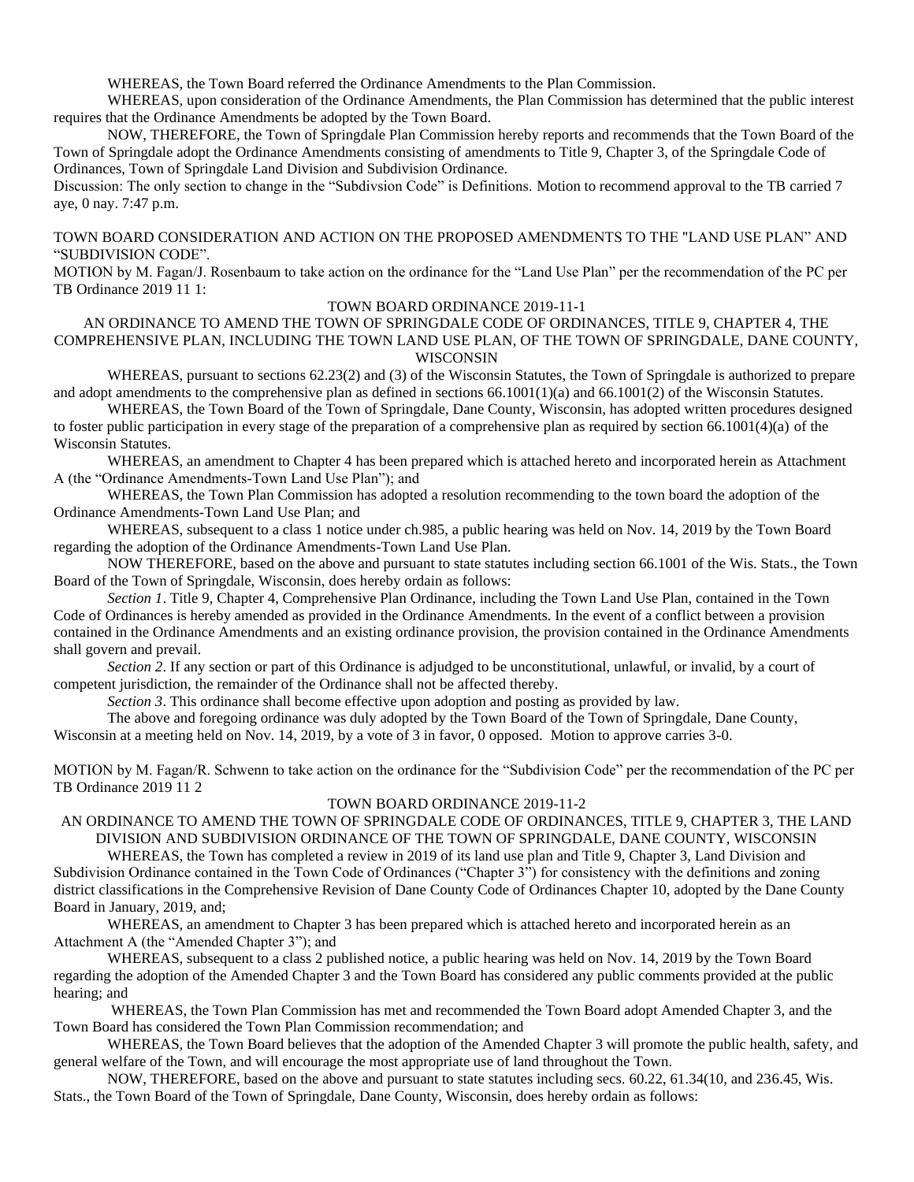WHEREAS, the Town Board referred the Ordinance Amendments to the Plan Commission.

WHEREAS, upon consideration of the Ordinance Amendments, the Plan Commission has determined that the public interest requires that the Ordinance Amendments be adopted by the Town Board.

NOW, THEREFORE, the Town of Springdale Plan Commission hereby reports and recommends that the Town Board of the Town of Springdale adopt the Ordinance Amendments consisting of amendments to Title 9, Chapter 3, of the Springdale Code of Ordinances, Town of Springdale Land Division and Subdivision Ordinance.

Discussion: The only section to change in the "Subdivsion Code" is Definitions. Motion to recommend approval to the TB carried 7 aye, 0 nay. 7:47 p.m.

TOWN BOARD CONSIDERATION AND ACTION ON THE PROPOSED AMENDMENTS TO THE "LAND USE PLAN" AND "SUBDIVISION CODE".

MOTION by M. Fagan/J. Rosenbaum to take action on the ordinance for the "Land Use Plan" per the recommendation of the PC per TB Ordinance 2019 11 1:

TOWN BOARD ORDINANCE 2019-11-1

AN ORDINANCE TO AMEND THE TOWN OF SPRINGDALE CODE OF ORDINANCES, TITLE 9, CHAPTER 4, THE COMPREHENSIVE PLAN, INCLUDING THE TOWN LAND USE PLAN, OF THE TOWN OF SPRINGDALE, DANE COUNTY, WISCONSIN

WHEREAS, pursuant to sections 62.23(2) and (3) of the Wisconsin Statutes, the Town of Springdale is authorized to prepare and adopt amendments to the comprehensive plan as defined in sections 66.1001(1)(a) and 66.1001(2) of the Wisconsin Statutes.

WHEREAS, the Town Board of the Town of Springdale, Dane County, Wisconsin, has adopted written procedures designed to foster public participation in every stage of the preparation of a comprehensive plan as required by section 66.1001(4)(a) of the Wisconsin Statutes.

WHEREAS, an amendment to Chapter 4 has been prepared which is attached hereto and incorporated herein as Attachment A (the "Ordinance Amendments-Town Land Use Plan"); and

WHEREAS, the Town Plan Commission has adopted a resolution recommending to the town board the adoption of the Ordinance Amendments-Town Land Use Plan; and

WHEREAS, subsequent to a class 1 notice under ch.985, a public hearing was held on Nov. 14, 2019 by the Town Board regarding the adoption of the Ordinance Amendments-Town Land Use Plan.

NOW THEREFORE, based on the above and pursuant to state statutes including section 66.1001 of the Wis. Stats., the Town Board of the Town of Springdale, Wisconsin, does hereby ordain as follows:

*Section 1*. Title 9, Chapter 4, Comprehensive Plan Ordinance, including the Town Land Use Plan, contained in the Town Code of Ordinances is hereby amended as provided in the Ordinance Amendments. In the event of a conflict between a provision contained in the Ordinance Amendments and an existing ordinance provision, the provision contained in the Ordinance Amendments shall govern and prevail.

*Section 2*. If any section or part of this Ordinance is adjudged to be unconstitutional, unlawful, or invalid, by a court of competent jurisdiction, the remainder of the Ordinance shall not be affected thereby.

*Section 3*. This ordinance shall become effective upon adoption and posting as provided by law.

The above and foregoing ordinance was duly adopted by the Town Board of the Town of Springdale, Dane County, Wisconsin at a meeting held on Nov. 14, 2019, by a vote of 3 in favor, 0 opposed. Motion to approve carries 3-0.

MOTION by M. Fagan/R. Schwenn to take action on the ordinance for the "Subdivision Code" per the recommendation of the PC per TB Ordinance 2019 11 2

TOWN BOARD ORDINANCE 2019-11-2

AN ORDINANCE TO AMEND THE TOWN OF SPRINGDALE CODE OF ORDINANCES, TITLE 9, CHAPTER 3, THE LAND DIVISION AND SUBDIVISION ORDINANCE OF THE TOWN OF SPRINGDALE, DANE COUNTY, WISCONSIN

WHEREAS, the Town has completed a review in 2019 of its land use plan and Title 9, Chapter 3, Land Division and Subdivision Ordinance contained in the Town Code of Ordinances ("Chapter 3") for consistency with the definitions and zoning district classifications in the Comprehensive Revision of Dane County Code of Ordinances Chapter 10, adopted by the Dane County Board in January, 2019, and;

WHEREAS, an amendment to Chapter 3 has been prepared which is attached hereto and incorporated herein as an Attachment A (the "Amended Chapter 3"); and

WHEREAS, subsequent to a class 2 published notice, a public hearing was held on Nov. 14, 2019 by the Town Board regarding the adoption of the Amended Chapter 3 and the Town Board has considered any public comments provided at the public hearing; and

WHEREAS, the Town Plan Commission has met and recommended the Town Board adopt Amended Chapter 3, and the Town Board has considered the Town Plan Commission recommendation; and

WHEREAS, the Town Board believes that the adoption of the Amended Chapter 3 will promote the public health, safety, and general welfare of the Town, and will encourage the most appropriate use of land throughout the Town.

NOW, THEREFORE, based on the above and pursuant to state statutes including secs. 60.22, 61.34(10, and 236.45, Wis. Stats., the Town Board of the Town of Springdale, Dane County, Wisconsin, does hereby ordain as follows: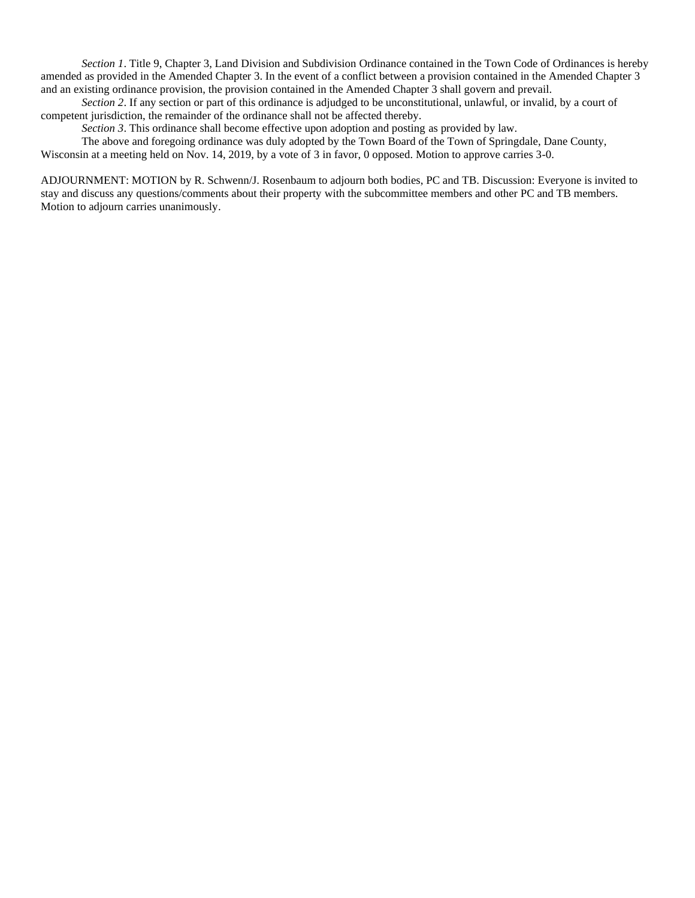*Section 1*. Title 9, Chapter 3, Land Division and Subdivision Ordinance contained in the Town Code of Ordinances is hereby amended as provided in the Amended Chapter 3. In the event of a conflict between a provision contained in the Amended Chapter 3 and an existing ordinance provision, the provision contained in the Amended Chapter 3 shall govern and prevail.

*Section 2*. If any section or part of this ordinance is adjudged to be unconstitutional, unlawful, or invalid, by a court of competent jurisdiction, the remainder of the ordinance shall not be affected thereby.

*Section 3*. This ordinance shall become effective upon adoption and posting as provided by law.

The above and foregoing ordinance was duly adopted by the Town Board of the Town of Springdale, Dane County, Wisconsin at a meeting held on Nov. 14, 2019, by a vote of 3 in favor, 0 opposed. Motion to approve carries 3-0.

ADJOURNMENT: MOTION by R. Schwenn/J. Rosenbaum to adjourn both bodies, PC and TB. Discussion: Everyone is invited to stay and discuss any questions/comments about their property with the subcommittee members and other PC and TB members. Motion to adjourn carries unanimously.